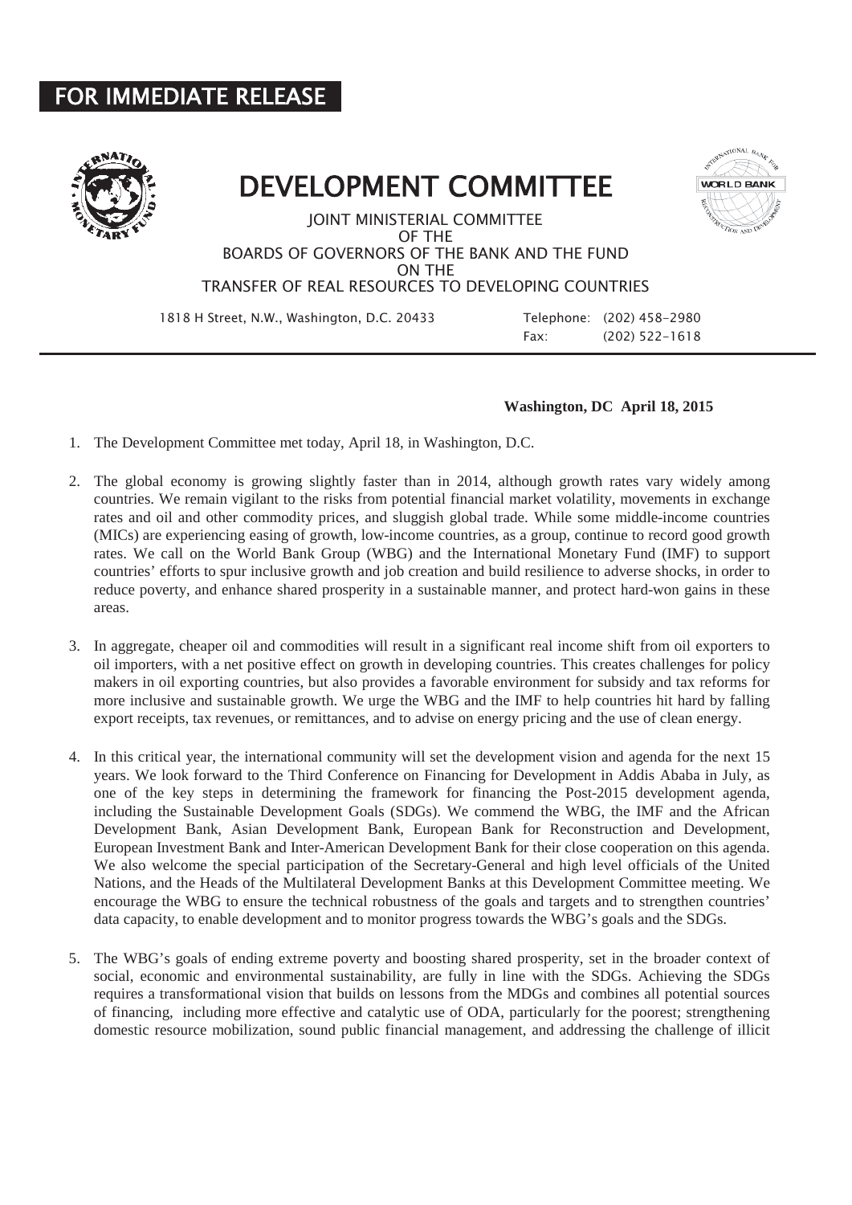**FOR IMMEDIATE RELEASE**

# DEVELOPMENT COMMITTEE

JOINT MINISTERIAL COMMITTEE
OF THE
BOARDS OF GOVERNORS OF THE BANK AND THE FUND
ON THE
TRANSFER OF REAL RESOURCES TO DEVELOPING COUNTRIES

1818 H Street, N.W., Washington, D.C. 20433

Telephone: (202) 458-2980
Fax: (202) 522-1618

**Washington, DC April 18, 2015**

1. The Development Committee met today, April 18, in Washington, D.C.

2. The global economy is growing slightly faster than in 2014, although growth rates vary widely among countries. We remain vigilant to the risks from potential financial market volatility, movements in exchange rates and oil and other commodity prices, and sluggish global trade. While some middle-income countries (MICs) are experiencing easing of growth, low-income countries, as a group, continue to record good growth rates. We call on the World Bank Group (WBG) and the International Monetary Fund (IMF) to support countries' efforts to spur inclusive growth and job creation and build resilience to adverse shocks, in order to reduce poverty, and enhance shared prosperity in a sustainable manner, and protect hard-won gains in these areas.

3. In aggregate, cheaper oil and commodities will result in a significant real income shift from oil exporters to oil importers, with a net positive effect on growth in developing countries. This creates challenges for policy makers in oil exporting countries, but also provides a favorable environment for subsidy and tax reforms for more inclusive and sustainable growth. We urge the WBG and the IMF to help countries hit hard by falling export receipts, tax revenues, or remittances, and to advise on energy pricing and the use of clean energy.

4. In this critical year, the international community will set the development vision and agenda for the next 15 years. We look forward to the Third Conference on Financing for Development in Addis Ababa in July, as one of the key steps in determining the framework for financing the Post-2015 development agenda, including the Sustainable Development Goals (SDGs). We commend the WBG, the IMF and the African Development Bank, Asian Development Bank, European Bank for Reconstruction and Development, European Investment Bank and Inter-American Development Bank for their close cooperation on this agenda. We also welcome the special participation of the Secretary-General and high level officials of the United Nations, and the Heads of the Multilateral Development Banks at this Development Committee meeting. We encourage the WBG to ensure the technical robustness of the goals and targets and to strengthen countries' data capacity, to enable development and to monitor progress towards the WBG's goals and the SDGs.

5. The WBG's goals of ending extreme poverty and boosting shared prosperity, set in the broader context of social, economic and environmental sustainability, are fully in line with the SDGs. Achieving the SDGs requires a transformational vision that builds on lessons from the MDGs and combines all potential sources of financing, including more effective and catalytic use of ODA, particularly for the poorest; strengthening domestic resource mobilization, sound public financial management, and addressing the challenge of illicit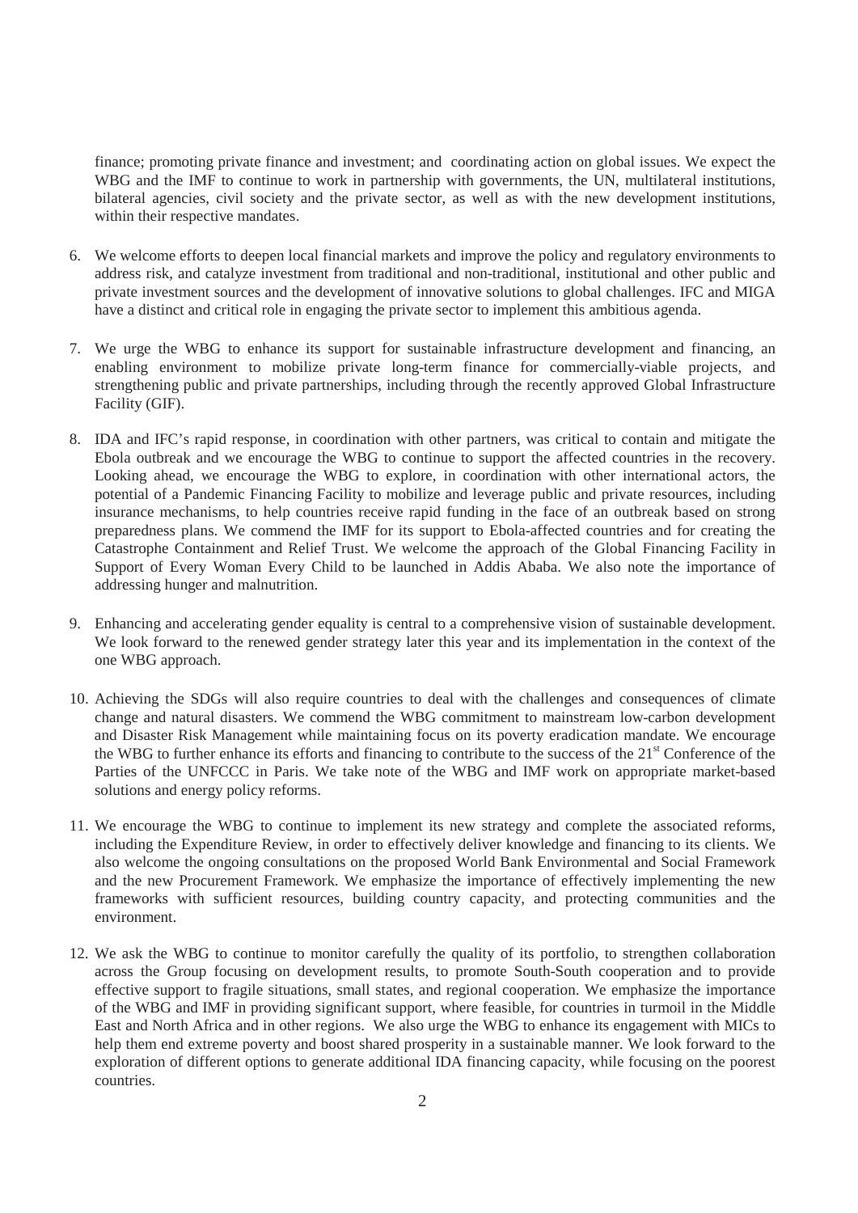finance; promoting private finance and investment; and coordinating action on global issues. We expect the WBG and the IMF to continue to work in partnership with governments, the UN, multilateral institutions, bilateral agencies, civil society and the private sector, as well as with the new development institutions, within their respective mandates.

6. We welcome efforts to deepen local financial markets and improve the policy and regulatory environments to address risk, and catalyze investment from traditional and non-traditional, institutional and other public and private investment sources and the development of innovative solutions to global challenges. IFC and MIGA have a distinct and critical role in engaging the private sector to implement this ambitious agenda.

7. We urge the WBG to enhance its support for sustainable infrastructure development and financing, an enabling environment to mobilize private long-term finance for commercially-viable projects, and strengthening public and private partnerships, including through the recently approved Global Infrastructure Facility (GIF).

8. IDA and IFC's rapid response, in coordination with other partners, was critical to contain and mitigate the Ebola outbreak and we encourage the WBG to continue to support the affected countries in the recovery. Looking ahead, we encourage the WBG to explore, in coordination with other international actors, the potential of a Pandemic Financing Facility to mobilize and leverage public and private resources, including insurance mechanisms, to help countries receive rapid funding in the face of an outbreak based on strong preparedness plans. We commend the IMF for its support to Ebola-affected countries and for creating the Catastrophe Containment and Relief Trust. We welcome the approach of the Global Financing Facility in Support of Every Woman Every Child to be launched in Addis Ababa. We also note the importance of addressing hunger and malnutrition.

9. Enhancing and accelerating gender equality is central to a comprehensive vision of sustainable development. We look forward to the renewed gender strategy later this year and its implementation in the context of the one WBG approach.

10. Achieving the SDGs will also require countries to deal with the challenges and consequences of climate change and natural disasters. We commend the WBG commitment to mainstream low-carbon development and Disaster Risk Management while maintaining focus on its poverty eradication mandate. We encourage the WBG to further enhance its efforts and financing to contribute to the success of the 21st Conference of the Parties of the UNFCCC in Paris. We take note of the WBG and IMF work on appropriate market-based solutions and energy policy reforms.

11. We encourage the WBG to continue to implement its new strategy and complete the associated reforms, including the Expenditure Review, in order to effectively deliver knowledge and financing to its clients. We also welcome the ongoing consultations on the proposed World Bank Environmental and Social Framework and the new Procurement Framework. We emphasize the importance of effectively implementing the new frameworks with sufficient resources, building country capacity, and protecting communities and the environment.

12. We ask the WBG to continue to monitor carefully the quality of its portfolio, to strengthen collaboration across the Group focusing on development results, to promote South-South cooperation and to provide effective support to fragile situations, small states, and regional cooperation. We emphasize the importance of the WBG and IMF in providing significant support, where feasible, for countries in turmoil in the Middle East and North Africa and in other regions. We also urge the WBG to enhance its engagement with MICs to help them end extreme poverty and boost shared prosperity in a sustainable manner. We look forward to the exploration of different options to generate additional IDA financing capacity, while focusing on the poorest countries.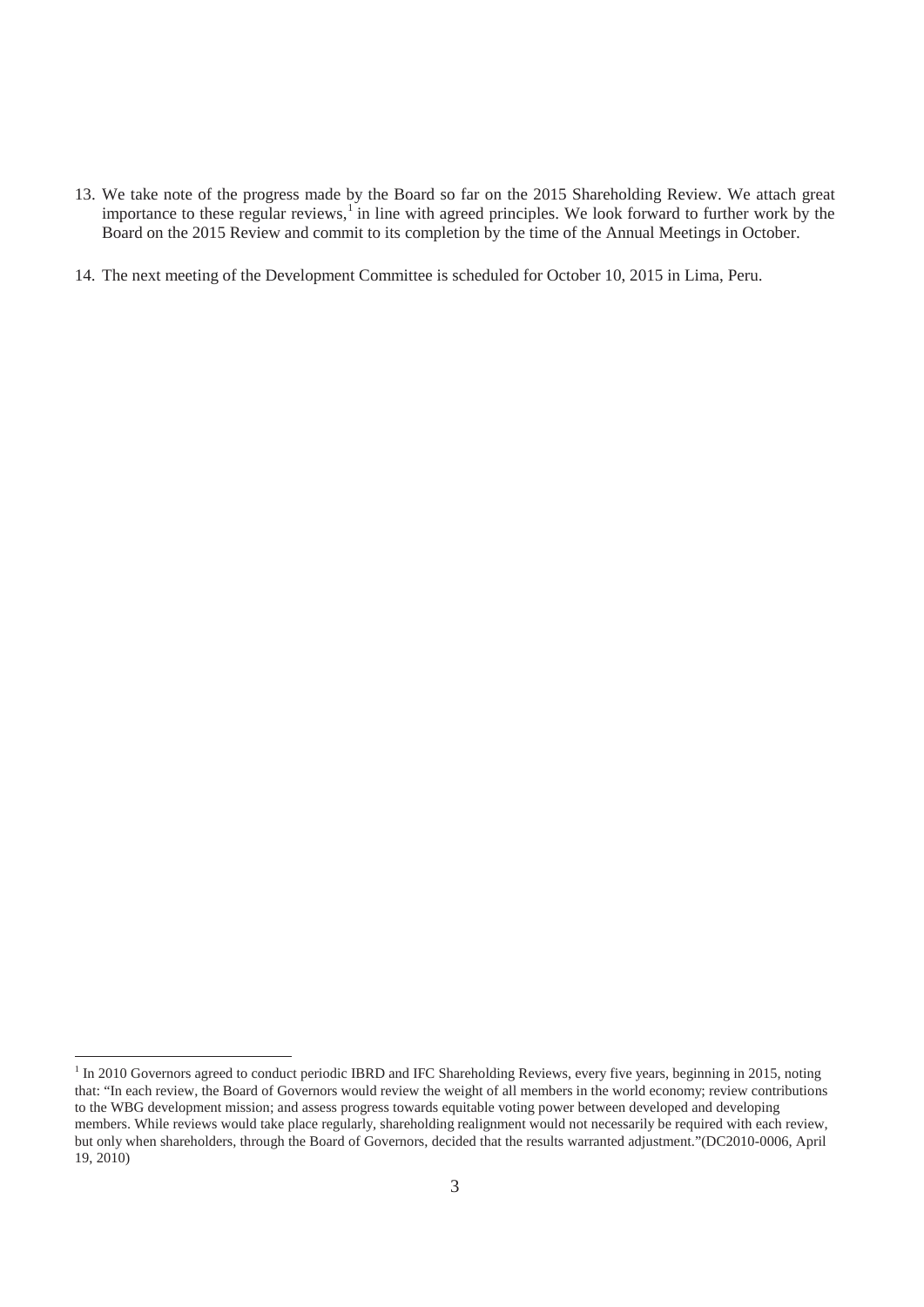13. We take note of the progress made by the Board so far on the 2015 Shareholding Review. We attach great importance to these regular reviews,[1] in line with agreed principles. We look forward to further work by the Board on the 2015 Review and commit to its completion by the time of the Annual Meetings in October.

14. The next meeting of the Development Committee is scheduled for October 10, 2015 in Lima, Peru.

---

[1] In 2010 Governors agreed to conduct periodic IBRD and IFC Shareholding Reviews, every five years, beginning in 2015, noting that: "In each review, the Board of Governors would review the weight of all members in the world economy; review contributions to the WBG development mission; and assess progress towards equitable voting power between developed and developing members. While reviews would take place regularly, shareholding realignment would not necessarily be required with each review, but only when shareholders, through the Board of Governors, decided that the results warranted adjustment."(DC2010-0006, April 19, 2010)